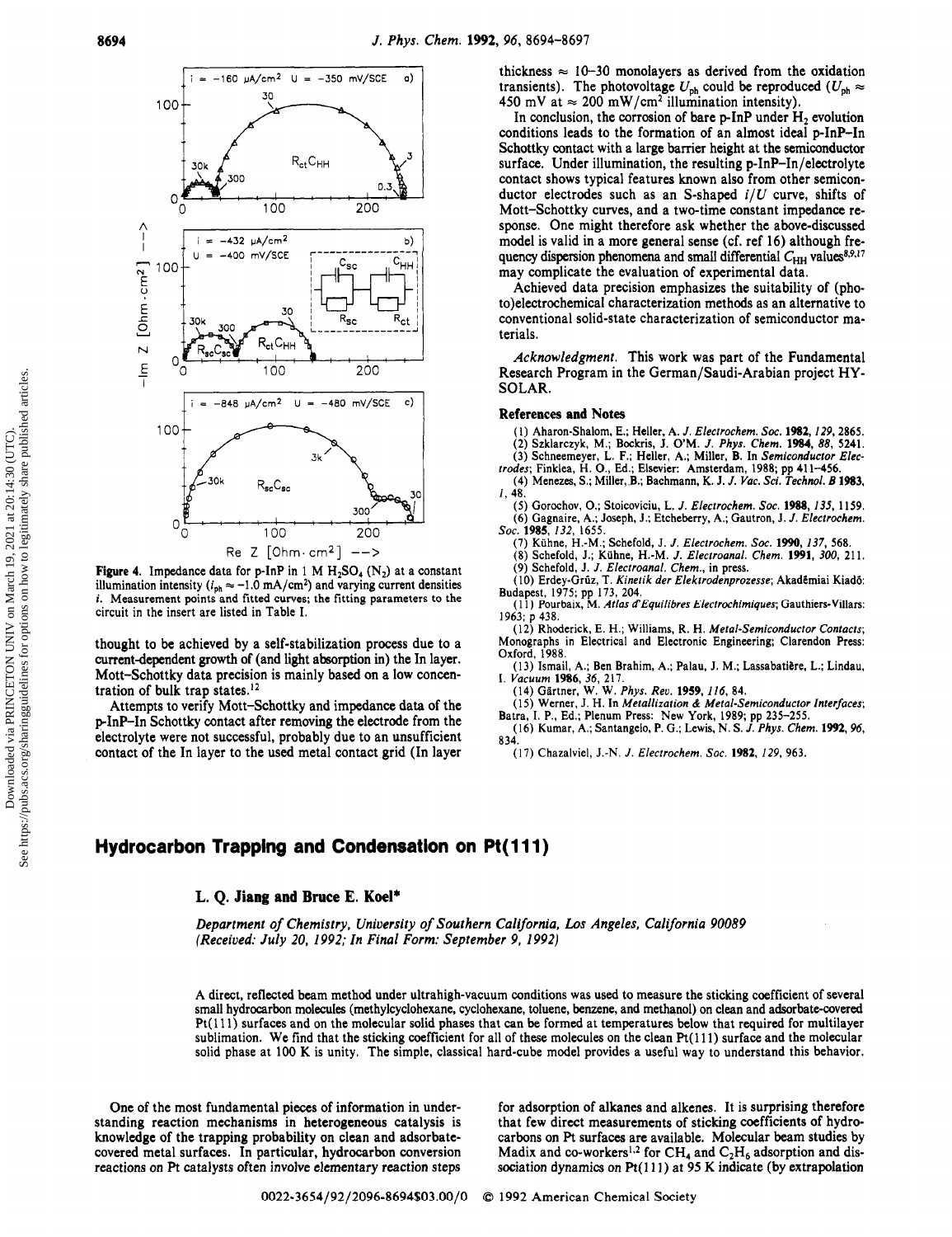Figure 4. Impedance data for p-InP in 1 M $H_2SO_4$ ($N_2$) at a constant illumination intensity ($i_{ph} \approx -1.0$ mA/cm²) and varying current densities $i$. Measurement points and fitted curves; the fitting parameters to the circuit in the insert are listed in Table I.

thought to be achieved by a self-stabilization process due to a current-dependent growth of (and light absorption in) the In layer. Mott–Schottky data precision is mainly based on a low concentration of bulk trap states.[12]

Attempts to verify Mott–Schottky and impedance data of the p-InP–In Schottky contact after removing the electrode from the electrolyte were not successful, probably due to an unsufficient contact of the In layer to the used metal contact grid (In layer thickness ≈ 10–30 monolayers as derived from the oxidation transients). The photovoltage $U_{ph}$ could be reproduced ($U_{ph} \approx$ 450 mV at ≈ 200 mW/cm² illumination intensity).

In conclusion, the corrosion of bare p-InP under $H_2$ evolution conditions leads to the formation of an almost ideal p-InP–In Schottky contact with a large barrier height at the semiconductor surface. Under illumination, the resulting p-InP–In/electrolyte contact shows typical features known also from other semiconductor electrodes such as an S-shaped $i/U$ curve, shifts of Mott–Schottky curves, and a two-time constant impedance response. One might therefore ask whether the above-discussed model is valid in a more general sense (cf. ref 16) although frequency dispersion phenomena and small differential $C_{HH}$ values[8,9,17] may complicate the evaluation of experimental data.

Achieved data precision emphasizes the suitability of (photo)electrochemical characterization methods as an alternative to conventional solid-state characterization of semiconductor materials.

*Acknowledgment.* This work was part of the Fundamental Research Program in the German/Saudi-Arabian project HYSOLAR.

### References and Notes

(1) Aharon-Shalom, E.; Heller, A. *J. Electrochem. Soc.* **1982**, *129*, 2865.
(2) Szklarczyk, M.; Bockris, J. O'M. *J. Phys. Chem.* **1984**, *88*, 5241.
(3) Schneemeyer, L. F.; Heller, A.; Miller, B. In *Semiconductor Electrodes*; Finklea, H. O., Ed.; Elsevier: Amsterdam, 1988; pp 411–456.
(4) Menezes, S.; Miller, B.; Bachmann, K. J. *J. Vac. Sci. Technol. B* **1983**, *1*, 48.
(5) Gorochov, O.; Stoicoviciu, L. *J. Electrochem. Soc.* **1988**, *135*, 1159.
(6) Gagnaire, A.; Joseph, J.; Etcheberry, A.; Gautron, J. *J. Electrochem. Soc.* **1985**, *132*, 1655.
(7) Kühne, H.-M.; Schefold, J. *J. Electrochem. Soc.* **1990**, *137*, 568.
(8) Schefold, J.; Kühne, H.-M. *J. Electroanal. Chem.* **1991**, *300*, 211.
(9) Schefold, J. *J. Electroanal. Chem.*, in press.
(10) Erdey-Grúz, T. *Kinetik der Elektrodenprozesse*; Akadémiai Kiadó: Budapest, 1975; pp 173, 204.
(11) Pourbaix, M. *Atlas d'Equilibres Electrochimiques*; Gauthiers-Villars: 1963; p 438.
(12) Rhoderick, E. H.; Williams, R. H. *Metal-Semiconductor Contacts*; Monographs in Electrical and Electronic Engineering; Clarendon Press: Oxford, 1988.
(13) Ismail, A.; Ben Brahim, A.; Palau, J. M.; Lassabatère, L.; Lindau, I. *Vacuum* **1986**, *36*, 217.
(14) Gärtner, W. W. *Phys. Rev.* **1959**, *116*, 84.
(15) Werner, J. H. In *Metallization & Metal-Semiconductor Interfaces*; Batra, I. P., Ed.; Plenum Press: New York, 1989; pp 235–255.
(16) Kumar, A.; Santangelo, P. G.; Lewis, N. S. *J. Phys. Chem.* **1992**, *96*, 834.
(17) Chazalviel, J.-N. *J. Electrochem. Soc.* **1982**, *129*, 963.

# Hydrocarbon Trapping and Condensation on Pt(111)

**L. Q. Jiang and Bruce E. Koel***

*Department of Chemistry, University of Southern California, Los Angeles, California 90089*
*(Received: July 20, 1992; In Final Form: September 9, 1992)*

A direct, reflected beam method under ultrahigh-vacuum conditions was used to measure the sticking coefficient of several small hydrocarbon molecules (methylcyclohexane, cyclohexane, toluene, benzene, and methanol) on clean and adsorbate-covered Pt(111) surfaces and on the molecular solid phases that can be formed at temperatures below that required for multilayer sublimation. We find that the sticking coefficient for all of these molecules on the clean Pt(111) surface and the molecular solid phase at 100 K is unity. The simple, classical hard-cube model provides a useful way to understand this behavior.

One of the most fundamental pieces of information in understanding reaction mechanisms in heterogeneous catalysis is knowledge of the trapping probability on clean and adsorbate-covered metal surfaces. In particular, hydrocarbon conversion reactions on Pt catalysts often involve elementary reaction steps for adsorption of alkanes and alkenes. It is surprising therefore that few direct measurements of sticking coefficients of hydrocarbons on Pt surfaces are available. Molecular beam studies by Madix and co-workers[1,2] for $CH_4$ and $C_2H_6$ adsorption and dissociation dynamics on Pt(111) at 95 K indicate (by extrapolation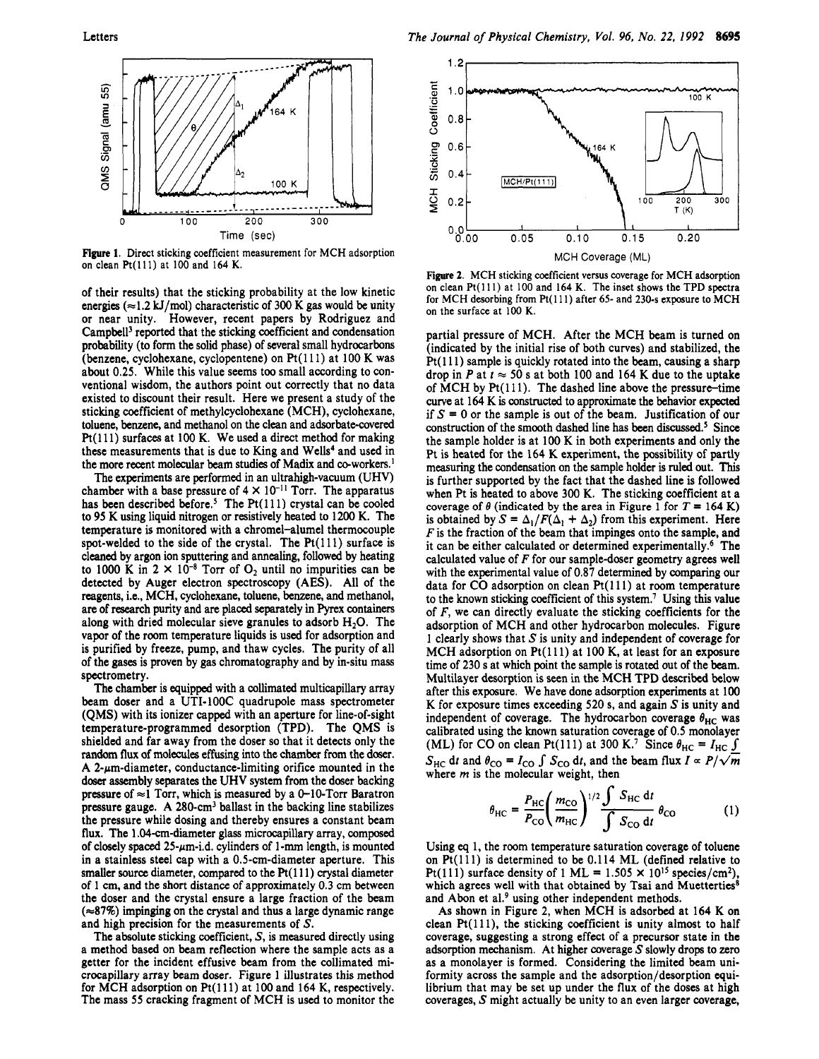**Figure 1.** Direct sticking coefficient measurement for MCH adsorption on clean Pt(111) at 100 and 164 K.

of their results) that the sticking probability at the low kinetic energies (≈1.2 kJ/mol) characteristic of 300 K gas would be unity or near unity. However, recent papers by Rodriguez and Campbell[3] reported that the sticking coefficient and condensation probability (to form the solid phase) of several small hydrocarbons (benzene, cyclohexane, cyclopentene) on Pt(111) at 100 K was about 0.25. While this value seems too small according to conventional wisdom, the authors point out correctly that no data existed to discount their result. Here we present a study of the sticking coefficient of methylcyclohexane (MCH), cyclohexane, toluene, benzene, and methanol on the clean and adsorbate-covered Pt(111) surfaces at 100 K. We used a direct method for making these measurements that is due to King and Wells[4] and used in the more recent molecular beam studies of Madix and co-workers.[1]

The experiments are performed in an ultrahigh-vacuum (UHV) chamber with a base pressure of $4 \times 10^{-11}$ Torr. The apparatus has been described before.[5] The Pt(111) crystal can be cooled to 95 K using liquid nitrogen or resistively heated to 1200 K. The temperature is monitored with a chromel–alumel thermocouple spot-welded to the side of the crystal. The Pt(111) surface is cleaned by argon ion sputtering and annealing, followed by heating to 1000 K in $2 \times 10^{-8}$ Torr of $O_2$ until no impurities can be detected by Auger electron spectroscopy (AES). All of the reagents, i.e., MCH, cyclohexane, toluene, benzene, and methanol, are of research purity and are placed separately in Pyrex containers along with dried molecular sieve granules to adsorb $H_2O$. The vapor of the room temperature liquids is used for adsorption and is purified by freeze, pump, and thaw cycles. The purity of all of the gases is proven by gas chromatography and by in-situ mass spectrometry.

The chamber is equipped with a collimated multicapillary array beam doser and a UTI-100C quadrupole mass spectrometer (QMS) with its ionizer capped with an aperture for line-of-sight temperature-programmed desorption (TPD). The QMS is shielded and far away from the doser so that it detects only the random flux of molecules effusing into the chamber from the doser. A 2-μm-diameter, conductance-limiting orifice mounted in the doser assembly separates the UHV system from the doser backing pressure of ≈1 Torr, which is measured by a 0–10-Torr Baratron pressure gauge. A 280-cm$^3$ ballast in the backing line stabilizes the pressure while dosing and thereby ensures a constant beam flux. The 1.04-cm-diameter glass microcapillary array, composed of closely spaced 25-μm-i.d. cylinders of 1-mm length, is mounted in a stainless steel cap with a 0.5-cm-diameter aperture. This smaller source diameter, compared to the Pt(111) crystal diameter of 1 cm, and the short distance of approximately 0.3 cm between the doser and the crystal ensure a large fraction of the beam (≈87%) impinging on the crystal and thus a large dynamic range and high precision for the measurements of $S$.

The absolute sticking coefficient, $S$, is measured directly using a method based on beam reflection where the sample acts as a getter for the incident effusive beam from the collimated microcapillary array beam doser. Figure 1 illustrates this method for MCH adsorption on Pt(111) at 100 and 164 K, respectively. The mass 55 cracking fragment of MCH is used to monitor the partial pressure of MCH. After the MCH beam is turned on (indicated by the initial rise of both curves) and stabilized, the Pt(111) sample is quickly rotated into the beam, causing a sharp drop in $P$ at $t \approx 50$ s at both 100 and 164 K due to the uptake of MCH by Pt(111). The dashed line above the pressure–time curve at 164 K is constructed to approximate the behavior expected if $S = 0$ or the sample is out of the beam. Justification of our construction of the smooth dashed line has been discussed.[5] Since the sample holder is at 100 K in both experiments and only the Pt is heated for the 164 K experiment, the possibility of partly measuring the condensation on the sample holder is ruled out. This is further supported by the fact that the dashed line is followed when Pt is heated to above 300 K. The sticking coefficient at a coverage of $\theta$ (indicated by the area in Figure 1 for $T = 164$ K) is obtained by $S = \Delta_1/F(\Delta_1 + \Delta_2)$ from this experiment. Here $F$ is the fraction of the beam that impinges onto the sample, and it can be either calculated or determined experimentally.[6] The calculated value of $F$ for our sample-doser geometry agrees well with the experimental value of 0.87 determined by comparing our data for CO adsorption on clean Pt(111) at room temperature to the known sticking coefficient of this system.[7] Using this value of $F$, we can directly evaluate the sticking coefficients for the adsorption of MCH and other hydrocarbon molecules. Figure 1 clearly shows that $S$ is unity and independent of coverage for MCH adsorption on Pt(111) at 100 K, at least for an exposure time of 230 s at which point the sample is rotated out of the beam. Multilayer desorption is seen in the MCH TPD described below after this exposure. We have done adsorption experiments at 100 K for exposure times exceeding 520 s, and again $S$ is unity and independent of coverage. The hydrocarbon coverage $\theta_{HC}$ was calibrated using the known saturation coverage of 0.5 monolayer (ML) for CO on clean Pt(111) at 300 K.[7] Since $\theta_{HC} = I_{HC} \int S_{HC}\, dt$ and $\theta_{CO} = I_{CO} \int S_{CO}\, dt$, and the beam flux $I \propto P/\sqrt{m}$ where $m$ is the molecular weight, then

$$\theta_{HC} = \frac{P_{HC}}{P_{CO}} \left( \frac{m_{CO}}{m_{HC}} \right)^{1/2} \frac{\int S_{HC}\, dt}{\int S_{CO}\, dt} \theta_{CO} \tag{1}$$

Using eq 1, the room temperature saturation coverage of toluene on Pt(111) is determined to be 0.114 ML (defined relative to Pt(111) surface density of 1 ML = $1.505 \times 10^{15}$ species/cm$^2$), which agrees well with that obtained by Tsai and Muetterties[8] and Abon et al.[9] using other independent methods.

**Figure 2.** MCH sticking coefficient versus coverage for MCH adsorption on clean Pt(111) at 100 and 164 K. The inset shows the TPD spectra for MCH desorbing from Pt(111) after 65- and 230-s exposure to MCH on the surface at 100 K.

As shown in Figure 2, when MCH is adsorbed at 164 K on clean Pt(111), the sticking coefficient is unity almost to half coverage, suggesting a strong effect of a precursor state in the adsorption mechanism. At higher coverage $S$ slowly drops to zero as a monolayer is formed. Considering the limited beam uniformity across the sample and the adsorption/desorption equilibrium that may be set up under the flux of the doses at high coverages, $S$ might actually be unity to an even larger coverage,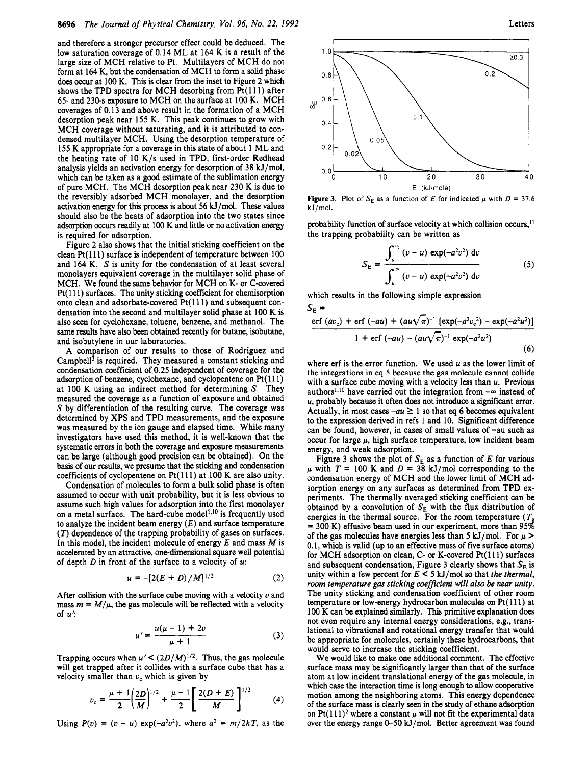and therefore a stronger precursor effect could be deduced. The low saturation coverage of 0.14 ML at 164 K is a result of the large size of MCH relative to Pt. Multilayers of MCH do not form at 164 K, but the condensation of MCH to form a solid phase does occur at 100 K. This is clear from the inset to Figure 2 which shows the TPD spectra for MCH desorbing from Pt(111) after 65- and 230-s exposure to MCH on the surface at 100 K. MCH coverages of 0.13 and above result in the formation of a MCH desorption peak near 155 K. This peak continues to grow with MCH coverage without saturating, and it is attributed to condensed multilayer MCH. Using the desorption temperature of 155 K appropriate for a coverage in this state of about 1 ML and the heating rate of 10 K/s used in TPD, first-order Redhead analysis yields an activation energy for desorption of 38 kJ/mol, which can be taken as a good estimate of the sublimation energy of pure MCH. The MCH desorption peak near 230 K is due to the reversibly adsorbed MCH monolayer, and the desorption activation energy for this process is about 56 kJ/mol. These values should also be the heats of adsorption into the two states since adsorption occurs readily at 100 K and little or no activation energy is required for adsorption.

Figure 2 also shows that the initial sticking coefficient on the clean Pt(111) surface is independent of temperature between 100 and 164 K. $S$ is unity for the condensation of at least several monolayers equivalent coverage in the multilayer solid phase of MCH. We found the same behavior for MCH on K- or C-covered Pt(111) surfaces. The unity sticking coefficient for chemisorption onto clean and adsorbate-covered Pt(111) and subsequent condensation into the second and multilayer solid phase at 100 K is also seen for cyclohexane, toluene, benzene, and methanol. The same results have also been obtained recently for butane, isobutane, and isobutylene in our laboratories.

A comparison of our results to those of Rodriguez and Campbell[3] is required. They measured a constant sticking and condensation coefficient of 0.25 independent of coverage for the adsorption of benzene, cyclohexane, and cyclopentene on Pt(111) at 100 K using an indirect method for determining $S$. They measured the coverage as a function of exposure and obtained $S$ by differentiation of the resulting curve. The coverage was determined by XPS and TPD measurements, and the exposure was measured by the ion gauge and elapsed time. While many investigators have used this method, it is well-known that the systematic errors in both the coverage and exposure measurements can be large (although good precision can be obtained). On the basis of our results, we presume that the sticking and condensation coefficients of cyclopentene on Pt(111) at 100 K are also unity.

Condensation of molecules to form a bulk solid phase is often assumed to occur with unit probability, but it is less obvious to assume such high values for adsorption into the first monolayer on a metal surface. The hard-cube model[1,10] is frequently used to analyze the incident beam energy ($E$) and surface temperature ($T$) dependence of the trapping probability of gases on surfaces. In this model, the incident molecule of energy $E$ and mass $M$ is accelerated by an attractive, one-dimensional square well potential of depth $D$ in front of the surface to a velocity of $u$:

$$u = -[2(E + D)/M]^{1/2} \tag{2}$$

After collision with the surface cube moving with a velocity $v$ and mass $m = M/\mu$, the gas molecule will be reflected with a velocity of $u'$:

$$u' = \frac{u(\mu - 1) + 2v}{\mu + 1} \tag{3}$$

Trapping occurs when $u' < (2D/M)^{1/2}$. Thus, the gas molecule will get trapped after it collides with a surface cube that has a velocity smaller than $v_c$ which is given by

$$v_c = \frac{\mu + 1}{2}\left(\frac{2D}{M}\right)^{1/2} + \frac{\mu - 1}{2}\left[\frac{2(D + E)}{M}\right]^{1/2} \tag{4}$$

Using $P(v) = (v - u)\exp(-a^2v^2)$, where $a^2 = m/2kT$, as the probability function of surface velocity at which collision occurs,[11] the trapping probability can be written as

$$S_E = \frac{\int_u^{v_c} (v - u)\exp(-a^2v^2)\,dv}{\int_u^{\infty} (v - u)\exp(-a^2v^2)\,dv} \tag{5}$$

which results in the following simple expression

$$S_E = \frac{\mathrm{erf}\,(av_c) + \mathrm{erf}\,(-au) + (au\sqrt{\pi})^{-1}\,[\exp(-a^2v_c^2) - \exp(-a^2u^2)]}{1 + \mathrm{erf}\,(-au) - (au\sqrt{\pi})^{-1}\exp(-a^2u^2)} \tag{6}$$

where erf is the error function. We used $u$ as the lower limit of the integrations in eq 5 because the gas molecule cannot collide with a surface cube moving with a velocity less than $u$. Previous authors[1,10] have carried out the integration from $-\infty$ instead of $u$, probably because it often does not introduce a significant error. Actually, in most cases $-au \geq 1$ so that eq 6 becomes equivalent to the expression derived in refs 1 and 10. Significant difference can be found, however, in cases of small values of $-au$ such as occur for large $\mu$, high surface temperature, low incident beam energy, and weak adsorption.

Figure 3. Plot of $S_E$ as a function of $E$ for indicated $\mu$ with $D = 37.6$ kJ/mol.

Figure 3 shows the plot of $S_E$ as a function of $E$ for various $\mu$ with $T = 100$ K and $D = 38$ kJ/mol corresponding to the condensation energy of MCH and the lower limit of MCH adsorption energy on any surfaces as determined from TPD experiments. The thermally averaged sticking coefficient can be obtained by a convolution of $S_E$ with the flux distribution of energies in the thermal source. For the room temperature ($T_g$ = 300 K) effusive beam used in our experiment, more than 95% of the gas molecules have energies less than 5 kJ/mol. For $\mu >$ 0.1, which is valid (up to an effective mass of five surface atoms) for MCH adsorption on clean, C- or K-covered Pt(111) surfaces and subsequent condensation, Figure 3 clearly shows that $S_E$ is unity within a few percent for $E < 5$ kJ/mol so that *the thermal, room temperature gas sticking coefficient will also be near unity.* The unity sticking and condensation coefficient of other room temperature or low-energy hydrocarbon molecules on Pt(111) at 100 K can be explained similarly. This primitive explanation does not even require any internal energy considerations, e.g., translational to vibrational and rotational energy transfer that would be appropriate for molecules, certainly these hydrocarbons, that would serve to increase the sticking coefficient.

We would like to make one additional comment. The effective surface mass may be significantly larger than that of the surface atom at low incident translational energy of the gas molecule, in which case the interaction time is long enough to allow cooperative motion among the neighboring atoms. This energy dependence of the surface mass is clearly seen in the study of ethane adsorption on Pt(111)[2] where a constant $\mu$ will not fit the experimental data over the energy range 0–50 kJ/mol. Better agreement was found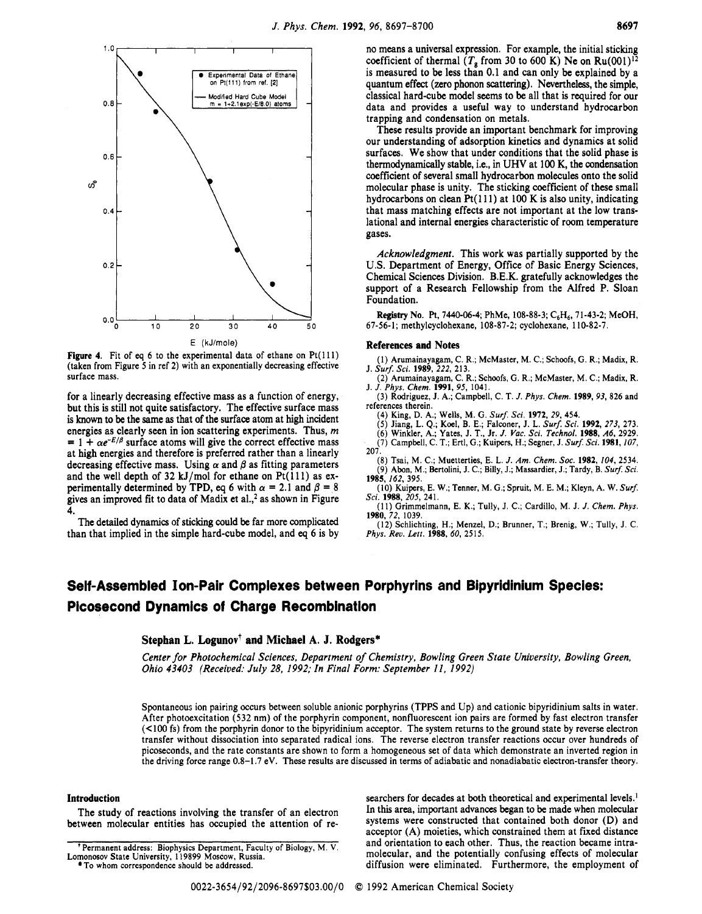1.0

0.8

0.6

$S_0$

0.4

0.2

0.0

0 10 20 30 40 50

E (kJ/mole)

● Experimental Data of Ethane on Pt(111) from ref. [2]

— Modified Hard Cube Model m = 1+2.1exp(-E/8.0) atoms

**Figure 4.** Fit of eq 6 to the experimental data of ethane on Pt(111) (taken from Figure 5 in ref 2) with an exponentially decreasing effective surface mass.

for a linearly decreasing effective mass as a function of energy, but this is still not quite satisfactory. The effective surface mass is known to be the same as that of the surface atom at high incident energies as clearly seen in ion scattering experiments. Thus, $m = 1 + \alpha e^{-E/\beta}$ surface atoms will give the correct effective mass at high energies and therefore is preferred rather than a linearly decreasing effective mass. Using $\alpha$ and $\beta$ as fitting parameters and the well depth of 32 kJ/mol for ethane on Pt(111) as experimentally determined by TPD, eq 6 with $\alpha = 2.1$ and $\beta = 8$ gives an improved fit to data of Madix et al.,[2] as shown in Figure 4.

The detailed dynamics of sticking could be far more complicated than that implied in the simple hard-cube model, and eq 6 is by no means a universal expression. For example, the initial sticking coefficient of thermal ($T_g$ from 30 to 600 K) Ne on Ru(001)[12] is measured to be less than 0.1 and can only be explained by a quantum effect (zero phonon scattering). Nevertheless, the simple, classical hard-cube model seems to be all that is required for our data and provides a useful way to understand hydrocarbon trapping and condensation on metals.

These results provide an important benchmark for improving our understanding of adsorption kinetics and dynamics at solid surfaces. We show that under conditions that the solid phase is thermodynamically stable, i.e., in UHV at 100 K, the condensation coefficient of several small hydrocarbon molecules onto the solid molecular phase is unity. The sticking coefficient of these small hydrocarbons on clean Pt(111) at 100 K is also unity, indicating that mass matching effects are not important at the low translational and internal energies characteristic of room temperature gases.

*Acknowledgment.* This work was partially supported by the U.S. Department of Energy, Office of Basic Energy Sciences, Chemical Sciences Division. B.E.K. gratefully acknowledges the support of a Research Fellowship from the Alfred P. Sloan Foundation.

**Registry No.** Pt, 7440-06-4; PhMe, 108-88-3; $C_6H_6$, 71-43-2; MeOH, 67-56-1; methylcyclohexane, 108-87-2; cyclohexane, 110-82-7.

## References and Notes

(1) Arumainayagam, C. R.; McMaster, M. C.; Schoofs, G. R.; Madix, R. J. *Surf. Sci.* **1989**, *222*, 213.
(2) Arumainayagam, C. R.; Schoofs, G. R.; McMaster, M. C.; Madix, R. J. *J. Phys. Chem.* **1991**, *95*, 1041.
(3) Rodriguez, J. A.; Campbell, C. T. *J. Phys. Chem.* **1989**, *93*, 826 and references therein.
(4) King, D. A.; Wells, M. G. *Surf. Sci.* **1972**, *29*, 454.
(5) Jiang, L. Q.; Koel, B. E.; Falconer, J. L. *Surf. Sci.* **1992**, *273*, 273.
(6) Winkler, A.; Yates, J. T., Jr. *J. Vac. Sci. Technol.* **1988**, *A6*, 2929.
(7) Campbell, C. T.; Ertl, G.; Kuipers, H.; Segner, J. *Surf. Sci.* **1981**, *107*, 207.
(8) Tsai, M. C.; Muetterties, E. L. *J. Am. Chem. Soc.* **1982**, *104*, 2534.
(9) Abon, M.; Bertolini, J. C.; Billy, J.; Massardier, J.; Tardy, B. *Surf. Sci.* **1985**, *162*, 395.
(10) Kuipers, E. W.; Tenner, M. G.; Spruit, M. E. M.; Kleyn, A. W. *Surf. Sci.* **1988**, *205*, 241.
(11) Grimmelmann, E. K.; Tully, J. C.; Cardillo, M. J. *J. Chem. Phys.* **1980**, *72*, 1039.
(12) Schlichting, H.; Menzel, D.; Brunner, T.; Brenig, W.; Tully, J. C. *Phys. Rev. Lett.* **1988**, *60*, 2515.

# Self-Assembled Ion-Pair Complexes between Porphyrins and Bipyridinium Species: Picosecond Dynamics of Charge Recombination

**Stephan L. Logunov[†] and Michael A. J. Rodgers***

*Center for Photochemical Sciences, Department of Chemistry, Bowling Green State University, Bowling Green, Ohio 43403 (Received: July 28, 1992; In Final Form: September 11, 1992)*

Spontaneous ion pairing occurs between soluble anionic porphyrins (TPPS and Up) and cationic bipyridinium salts in water. After photoexcitation (532 nm) of the porphyrin component, nonfluorescent ion pairs are formed by fast electron transfer (<100 fs) from the porphyrin donor to the bipyridinium acceptor. The system returns to the ground state by reverse electron transfer without dissociation into separated radical ions. The reverse electron transfer reactions occur over hundreds of picoseconds, and the rate constants are shown to form a homogeneous set of data which demonstrate an inverted region in the driving force range 0.8–1.7 eV. These results are discussed in terms of adiabatic and nonadiabatic electron-transfer theory.

## Introduction

The study of reactions involving the transfer of an electron between molecular entities has occupied the attention of researchers for decades at both theoretical and experimental levels.[1] In this area, important advances began to be made when molecular systems were constructed that contained both donor (D) and acceptor (A) moieties, which constrained them at fixed distance and orientation to each other. Thus, the reaction became intramolecular, and the potentially confusing effects of molecular diffusion were eliminated. Furthermore, the employment of

[†] Permanent address: Biophysics Department, Faculty of Biology, M. V. Lomonosov State University, 119899 Moscow, Russia.

\* To whom correspondence should be addressed.

0022-3654/92/2096-8697$03.00/0 © 1992 American Chemical Society